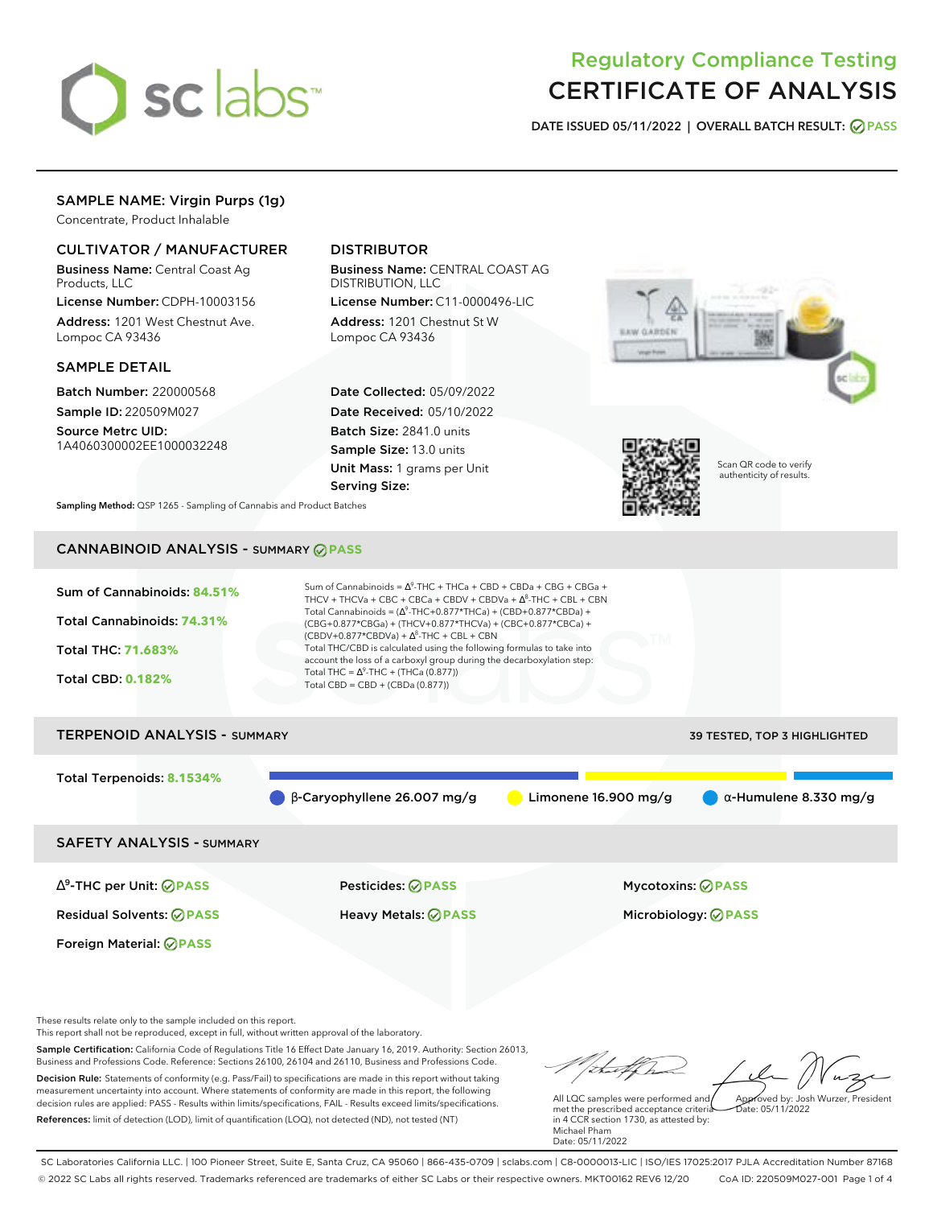# Regulatory Compliance Testing
# CERTIFICATE OF ANALYSIS

**DATE ISSUED** 05/11/2022 | **OVERALL BATCH RESULT:** PASS

## SAMPLE NAME: Virgin Purps (1g)

Concentrate, Product Inhalable

### CULTIVATOR / MANUFACTURER

**Business Name:** Central Coast Ag Products, LLC
**License Number:** CDPH-10003156
**Address:** 1201 West Chestnut Ave. Lompoc CA 93436

### DISTRIBUTOR

**Business Name:** CENTRAL COAST AG DISTRIBUTION, LLC
**License Number:** C11-0000496-LIC
**Address:** 1201 Chestnut St W Lompoc CA 93436

### SAMPLE DETAIL

**Batch Number:** 220000568
**Sample ID:** 220509M027
**Source Metrc UID:** 1A4060300002EE1000032248

**Date Collected:** 05/09/2022
**Date Received:** 05/10/2022
**Batch Size:** 2841.0 units
**Sample Size:** 13.0 units
**Unit Mass:** 1 grams per Unit
**Serving Size:**

Scan QR code to verify authenticity of results.

**Sampling Method:** QSP 1265 - Sampling of Cannabis and Product Batches

## CANNABINOID ANALYSIS - SUMMARY PASS

**Sum of Cannabinoids:** 84.51%

**Total Cannabinoids:** 74.31%

**Total THC:** 71.683%

**Total CBD:** 0.182%

Sum of Cannabinoids = $\Delta^9$-THC + THCa + CBD + CBDa + CBG + CBGa + THCV + THCVa + CBC + CBCa + CBDV + CBDVa + $\Delta^8$-THC + CBL + CBN

Total Cannabinoids = ($\Delta^9$-THC+0.877*THCa) + (CBD+0.877*CBDa) + (CBG+0.877*CBGa) + (THCV+0.877*THCVa) + (CBC+0.877*CBCa) + (CBDV+0.877*CBDVa) + $\Delta^8$-THC + CBL + CBN

Total THC/CBD is calculated using the following formulas to take into account the loss of a carboxyl group during the decarboxylation step:

Total THC = $\Delta^9$-THC + (THCa (0.877))

Total CBD = CBD + (CBDa (0.877))

## TERPENOID ANALYSIS - SUMMARY

39 TESTED, TOP 3 HIGHLIGHTED

**Total Terpenoids:** 8.1534%

β-Caryophyllene 26.007 mg/g | Limonene 16.900 mg/g | α-Humulene 8.330 mg/g

## SAFETY ANALYSIS - SUMMARY

| | | |
|---|---|---|
| $\Delta^9$-THC per Unit: PASS | Pesticides: PASS | Mycotoxins: PASS |
| Residual Solvents: PASS | Heavy Metals: PASS | Microbiology: PASS |
| Foreign Material: PASS | | |

These results relate only to the sample included on this report.
This report shall not be reproduced, except in full, without written approval of the laboratory.

**Sample Certification:** California Code of Regulations Title 16 Effect Date January 16, 2019. Authority: Section 26013, Business and Professions Code. Reference: Sections 26100, 26104 and 26110, Business and Professions Code.

**Decision Rule:** Statements of conformity (e.g. Pass/Fail) to specifications are made in this report without taking measurement uncertainty into account. Where statements of conformity are made in this report, the following decision rules are applied: PASS - Results within limits/specifications, FAIL - Results exceed limits/specifications.

**References:** limit of detection (LOD), limit of quantification (LOQ), not detected (ND), not tested (NT)

All LQC samples were performed and met the prescribed acceptance criteria in 4 CCR section 1730, as attested by: Michael Pham
Date: 05/11/2022

Approved by: Josh Wurzer, President
Date: 05/11/2022

SC Laboratories California LLC. | 100 Pioneer Street, Suite E, Santa Cruz, CA 95060 | 866-435-0709 | sclabs.com | C8-0000013-LIC | ISO/IES 17025:2017 PJLA Accreditation Number 87168
© 2022 SC Labs all rights reserved. Trademarks referenced are trademarks of either SC Labs or their respective owners. MKT00162 REV6 12/20 CoA ID: 220509M027-001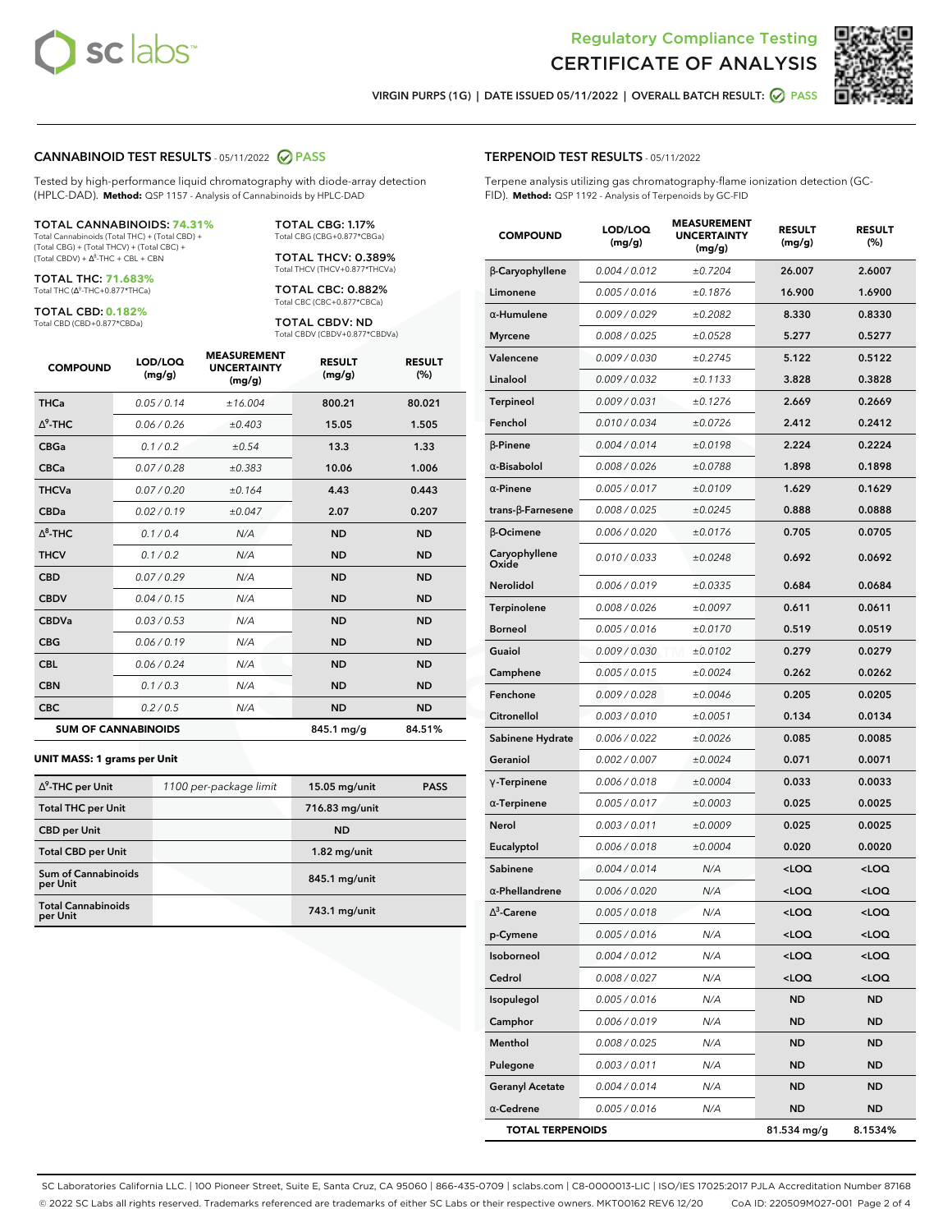Regulatory Compliance Testing
# CERTIFICATE OF ANALYSIS

VIRGIN PURPS (1G) | DATE ISSUED 05/11/2022 | OVERALL BATCH RESULT: PASS

## CANNABINOID TEST RESULTS - 05/11/2022 PASS

Tested by high-performance liquid chromatography with diode-array detection (HPLC-DAD). **Method:** QSP 1157 - Analysis of Cannabinoids by HPLC-DAD

**TOTAL CANNABINOIDS: 74.31%**
Total Cannabinoids (Total THC) + (Total CBD) + (Total CBG) + (Total THCV) + (Total CBC) + (Total CBDV) + $\Delta^8$-THC + CBL + CBN

**TOTAL THC: 71.683%**
Total THC ($\Delta^9$-THC+0.877*THCa)

**TOTAL CBD: 0.182%**
Total CBD (CBD+0.877*CBDa)

**TOTAL CBG: 1.17%**
Total CBG (CBG+0.877*CBGa)

**TOTAL THCV: 0.389%**
Total THCV (THCV+0.877*THCVa)

**TOTAL CBC: 0.882%**
Total CBC (CBC+0.877*CBCa)

**TOTAL CBDV: ND**
Total CBDV (CBDV+0.877*CBDVa)

| COMPOUND | LOD/LOQ (mg/g) | MEASUREMENT UNCERTAINTY (mg/g) | RESULT (mg/g) | RESULT (%) |
|---|---|---|---|---|
| THCa | 0.05 / 0.14 | ±16.004 | 800.21 | 80.021 |
| $\Delta^9$-THC | 0.06 / 0.26 | ±0.403 | 15.05 | 1.505 |
| CBGa | 0.1 / 0.2 | ±0.54 | 13.3 | 1.33 |
| CBCa | 0.07 / 0.28 | ±0.383 | 10.06 | 1.006 |
| THCVa | 0.07 / 0.20 | ±0.164 | 4.43 | 0.443 |
| CBDa | 0.02 / 0.19 | ±0.047 | 2.07 | 0.207 |
| $\Delta^8$-THC | 0.1 / 0.4 | N/A | ND | ND |
| THCV | 0.1 / 0.2 | N/A | ND | ND |
| CBD | 0.07 / 0.29 | N/A | ND | ND |
| CBDV | 0.04 / 0.15 | N/A | ND | ND |
| CBDVa | 0.03 / 0.53 | N/A | ND | ND |
| CBG | 0.06 / 0.19 | N/A | ND | ND |
| CBL | 0.06 / 0.24 | N/A | ND | ND |
| CBN | 0.1 / 0.3 | N/A | ND | ND |
| CBC | 0.2 / 0.5 | N/A | ND | ND |
| **SUM OF CANNABINOIDS** | | | 845.1 mg/g | 84.51% |

**UNIT MASS: 1 grams per Unit**

| | | | |
|---|---|---|---|
| $\Delta^9$-THC per Unit | 1100 per-package limit | 15.05 mg/unit | PASS |
| Total THC per Unit | | 716.83 mg/unit | |
| CBD per Unit | | ND | |
| Total CBD per Unit | | 1.82 mg/unit | |
| Sum of Cannabinoids per Unit | | 845.1 mg/unit | |
| Total Cannabinoids per Unit | | 743.1 mg/unit | |

## TERPENOID TEST RESULTS - 05/11/2022

Terpene analysis utilizing gas chromatography-flame ionization detection (GC-FID). **Method:** QSP 1192 - Analysis of Terpenoids by GC-FID

| COMPOUND | LOD/LOQ (mg/g) | MEASUREMENT UNCERTAINTY (mg/g) | RESULT (mg/g) | RESULT (%) |
|---|---|---|---|---|
| β-Caryophyllene | 0.004 / 0.012 | ±0.7204 | 26.007 | 2.6007 |
| Limonene | 0.005 / 0.016 | ±0.1876 | 16.900 | 1.6900 |
| α-Humulene | 0.009 / 0.029 | ±0.2082 | 8.330 | 0.8330 |
| Myrcene | 0.008 / 0.025 | ±0.0528 | 5.277 | 0.5277 |
| Valencene | 0.009 / 0.030 | ±0.2745 | 5.122 | 0.5122 |
| Linalool | 0.009 / 0.032 | ±0.1133 | 3.828 | 0.3828 |
| Terpineol | 0.009 / 0.031 | ±0.1276 | 2.669 | 0.2669 |
| Fenchol | 0.010 / 0.034 | ±0.0726 | 2.412 | 0.2412 |
| β-Pinene | 0.004 / 0.014 | ±0.0198 | 2.224 | 0.2224 |
| α-Bisabolol | 0.008 / 0.026 | ±0.0788 | 1.898 | 0.1898 |
| α-Pinene | 0.005 / 0.017 | ±0.0109 | 1.629 | 0.1629 |
| trans-β-Farnesene | 0.008 / 0.025 | ±0.0245 | 0.888 | 0.0888 |
| β-Ocimene | 0.006 / 0.020 | ±0.0176 | 0.705 | 0.0705 |
| Caryophyllene Oxide | 0.010 / 0.033 | ±0.0248 | 0.692 | 0.0692 |
| Nerolidol | 0.006 / 0.019 | ±0.0335 | 0.684 | 0.0684 |
| Terpinolene | 0.008 / 0.026 | ±0.0097 | 0.611 | 0.0611 |
| Borneol | 0.005 / 0.016 | ±0.0170 | 0.519 | 0.0519 |
| Guaiol | 0.009 / 0.030 | ±0.0102 | 0.279 | 0.0279 |
| Camphene | 0.005 / 0.015 | ±0.0024 | 0.262 | 0.0262 |
| Fenchone | 0.009 / 0.028 | ±0.0046 | 0.205 | 0.0205 |
| Citronellol | 0.003 / 0.010 | ±0.0051 | 0.134 | 0.0134 |
| Sabinene Hydrate | 0.006 / 0.022 | ±0.0026 | 0.085 | 0.0085 |
| Geraniol | 0.002 / 0.007 | ±0.0024 | 0.071 | 0.0071 |
| γ-Terpinene | 0.006 / 0.018 | ±0.0004 | 0.033 | 0.0033 |
| α-Terpinene | 0.005 / 0.017 | ±0.0003 | 0.025 | 0.0025 |
| Nerol | 0.003 / 0.011 | ±0.0009 | 0.025 | 0.0025 |
| Eucalyptol | 0.006 / 0.018 | ±0.0004 | 0.020 | 0.0020 |
| Sabinene | 0.004 / 0.014 | N/A | <LOQ | <LOQ |
| α-Phellandrene | 0.006 / 0.020 | N/A | <LOQ | <LOQ |
| $\Delta^3$-Carene | 0.005 / 0.018 | N/A | <LOQ | <LOQ |
| p-Cymene | 0.005 / 0.016 | N/A | <LOQ | <LOQ |
| Isoborneol | 0.004 / 0.012 | N/A | <LOQ | <LOQ |
| Cedrol | 0.008 / 0.027 | N/A | <LOQ | <LOQ |
| Isopulegol | 0.005 / 0.016 | N/A | ND | ND |
| Camphor | 0.006 / 0.019 | N/A | ND | ND |
| Menthol | 0.008 / 0.025 | N/A | ND | ND |
| Pulegone | 0.003 / 0.011 | N/A | ND | ND |
| Geranyl Acetate | 0.004 / 0.014 | N/A | ND | ND |
| α-Cedrene | 0.005 / 0.016 | N/A | ND | ND |
| **TOTAL TERPENOIDS** | | | 81.534 mg/g | 8.1534% |

SC Laboratories California LLC. | 100 Pioneer Street, Suite E, Santa Cruz, CA 95060 | 866-435-0709 | sclabs.com | C8-0000013-LIC | ISO/IES 17025:2017 PJLA Accreditation Number 87168
© 2022 SC Labs all rights reserved. Trademarks referenced are trademarks of either SC Labs or their respective owners. MKT00162 REV6 12/20 CoA ID: 220509M027-001